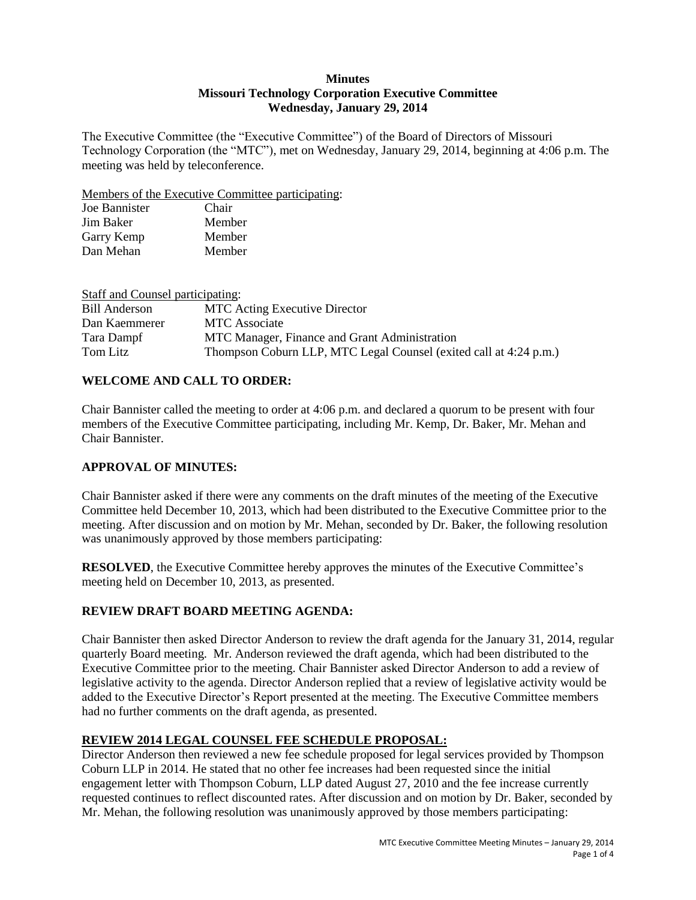**Minutes**
**Missouri Technology Corporation Executive Committee**
**Wednesday, January 29, 2014**

The Executive Committee (the "Executive Committee") of the Board of Directors of Missouri Technology Corporation (the "MTC"), met on Wednesday, January 29, 2014, beginning at 4:06 p.m. The meeting was held by teleconference.

Members of the Executive Committee participating:

| | |
|---|---|
| Joe Bannister | Chair |
| Jim Baker | Member |
| Garry Kemp | Member |
| Dan Mehan | Member |

Staff and Counsel participating:

| | |
|---|---|
| Bill Anderson | MTC Acting Executive Director |
| Dan Kaemmerer | MTC Associate |
| Tara Dampf | MTC Manager, Finance and Grant Administration |
| Tom Litz | Thompson Coburn LLP, MTC Legal Counsel (exited call at 4:24 p.m.) |

## WELCOME AND CALL TO ORDER:

Chair Bannister called the meeting to order at 4:06 p.m. and declared a quorum to be present with four members of the Executive Committee participating, including Mr. Kemp, Dr. Baker, Mr. Mehan and Chair Bannister.

## APPROVAL OF MINUTES:

Chair Bannister asked if there were any comments on the draft minutes of the meeting of the Executive Committee held December 10, 2013, which had been distributed to the Executive Committee prior to the meeting. After discussion and on motion by Mr. Mehan, seconded by Dr. Baker, the following resolution was unanimously approved by those members participating:

**RESOLVED**, the Executive Committee hereby approves the minutes of the Executive Committee's meeting held on December 10, 2013, as presented.

## REVIEW DRAFT BOARD MEETING AGENDA:

Chair Bannister then asked Director Anderson to review the draft agenda for the January 31, 2014, regular quarterly Board meeting. Mr. Anderson reviewed the draft agenda, which had been distributed to the Executive Committee prior to the meeting. Chair Bannister asked Director Anderson to add a review of legislative activity to the agenda. Director Anderson replied that a review of legislative activity would be added to the Executive Director's Report presented at the meeting. The Executive Committee members had no further comments on the draft agenda, as presented.

## REVIEW 2014 LEGAL COUNSEL FEE SCHEDULE PROPOSAL:

Director Anderson then reviewed a new fee schedule proposed for legal services provided by Thompson Coburn LLP in 2014. He stated that no other fee increases had been requested since the initial engagement letter with Thompson Coburn, LLP dated August 27, 2010 and the fee increase currently requested continues to reflect discounted rates. After discussion and on motion by Dr. Baker, seconded by Mr. Mehan, the following resolution was unanimously approved by those members participating: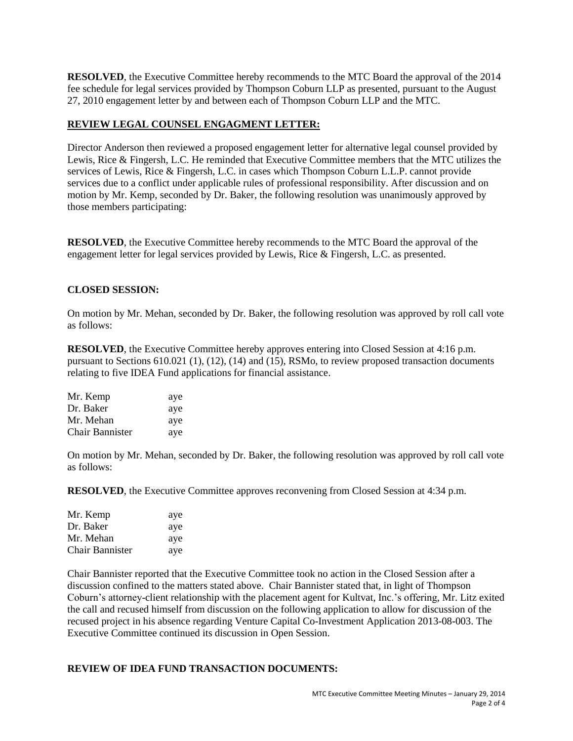**RESOLVED**, the Executive Committee hereby recommends to the MTC Board the approval of the 2014 fee schedule for legal services provided by Thompson Coburn LLP as presented, pursuant to the August 27, 2010 engagement letter by and between each of Thompson Coburn LLP and the MTC.

**REVIEW LEGAL COUNSEL ENGAGMENT LETTER:**

Director Anderson then reviewed a proposed engagement letter for alternative legal counsel provided by Lewis, Rice & Fingersh, L.C. He reminded that Executive Committee members that the MTC utilizes the services of Lewis, Rice & Fingersh, L.C. in cases which Thompson Coburn L.L.P. cannot provide services due to a conflict under applicable rules of professional responsibility. After discussion and on motion by Mr. Kemp, seconded by Dr. Baker, the following resolution was unanimously approved by those members participating:

**RESOLVED**, the Executive Committee hereby recommends to the MTC Board the approval of the engagement letter for legal services provided by Lewis, Rice & Fingersh, L.C. as presented.

**CLOSED SESSION:**

On motion by Mr. Mehan, seconded by Dr. Baker, the following resolution was approved by roll call vote as follows:

**RESOLVED**, the Executive Committee hereby approves entering into Closed Session at 4:16 p.m. pursuant to Sections 610.021 (1), (12), (14) and (15), RSMo, to review proposed transaction documents relating to five IDEA Fund applications for financial assistance.

| | |
|---|---|
| Mr. Kemp | aye |
| Dr. Baker | aye |
| Mr. Mehan | aye |
| Chair Bannister | aye |

On motion by Mr. Mehan, seconded by Dr. Baker, the following resolution was approved by roll call vote as follows:

**RESOLVED**, the Executive Committee approves reconvening from Closed Session at 4:34 p.m.

| | |
|---|---|
| Mr. Kemp | aye |
| Dr. Baker | aye |
| Mr. Mehan | aye |
| Chair Bannister | aye |

Chair Bannister reported that the Executive Committee took no action in the Closed Session after a discussion confined to the matters stated above. Chair Bannister stated that, in light of Thompson Coburn's attorney-client relationship with the placement agent for Kultvat, Inc.'s offering, Mr. Litz exited the call and recused himself from discussion on the following application to allow for discussion of the recused project in his absence regarding Venture Capital Co-Investment Application 2013-08-003. The Executive Committee continued its discussion in Open Session.

**REVIEW OF IDEA FUND TRANSACTION DOCUMENTS:**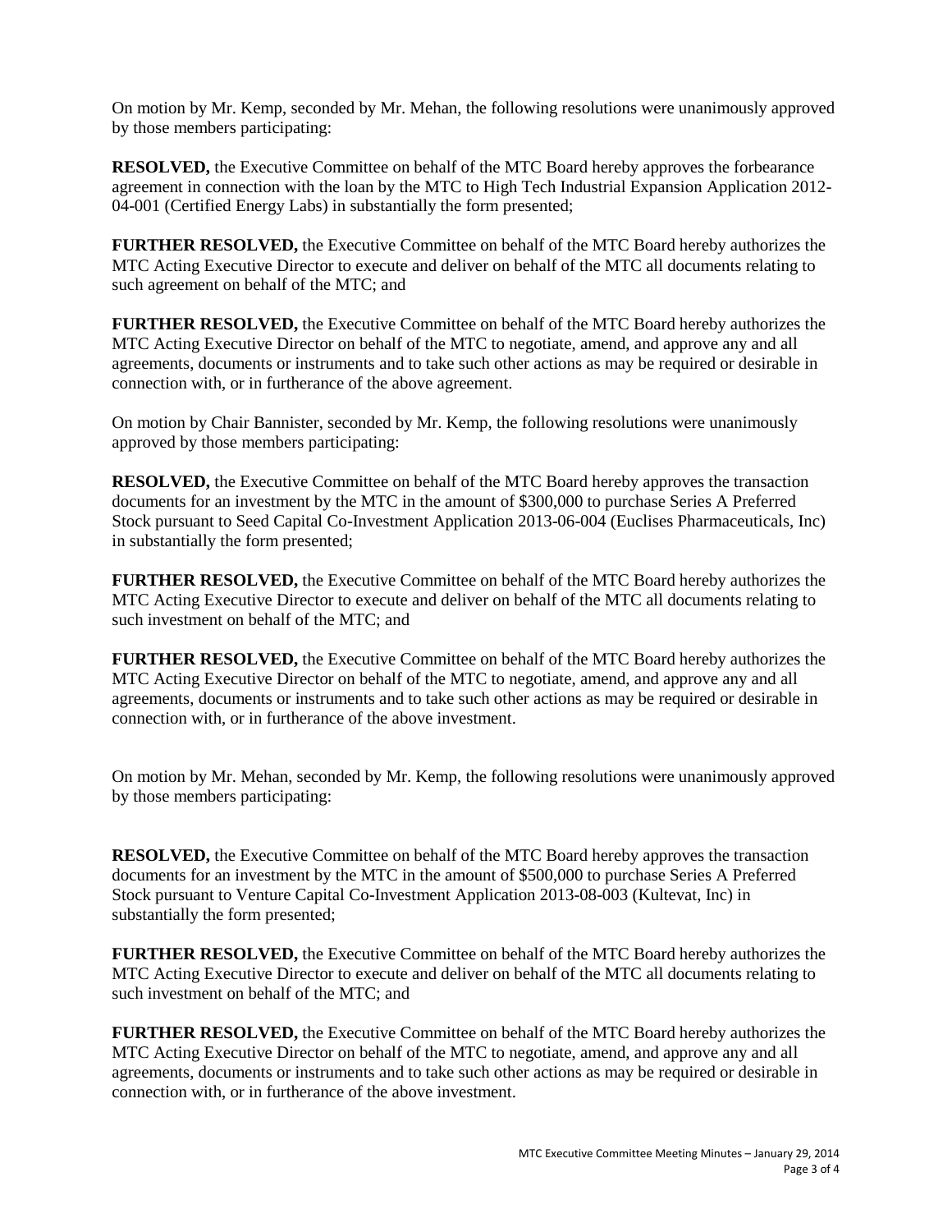On motion by Mr. Kemp, seconded by Mr. Mehan, the following resolutions were unanimously approved by those members participating:

**RESOLVED,** the Executive Committee on behalf of the MTC Board hereby approves the forbearance agreement in connection with the loan by the MTC to High Tech Industrial Expansion Application 2012-04-001 (Certified Energy Labs) in substantially the form presented;

**FURTHER RESOLVED,** the Executive Committee on behalf of the MTC Board hereby authorizes the MTC Acting Executive Director to execute and deliver on behalf of the MTC all documents relating to such agreement on behalf of the MTC; and

**FURTHER RESOLVED,** the Executive Committee on behalf of the MTC Board hereby authorizes the MTC Acting Executive Director on behalf of the MTC to negotiate, amend, and approve any and all agreements, documents or instruments and to take such other actions as may be required or desirable in connection with, or in furtherance of the above agreement.

On motion by Chair Bannister, seconded by Mr. Kemp, the following resolutions were unanimously approved by those members participating:

**RESOLVED,** the Executive Committee on behalf of the MTC Board hereby approves the transaction documents for an investment by the MTC in the amount of $300,000 to purchase Series A Preferred Stock pursuant to Seed Capital Co-Investment Application 2013-06-004 (Euclises Pharmaceuticals, Inc) in substantially the form presented;

**FURTHER RESOLVED,** the Executive Committee on behalf of the MTC Board hereby authorizes the MTC Acting Executive Director to execute and deliver on behalf of the MTC all documents relating to such investment on behalf of the MTC; and

**FURTHER RESOLVED,** the Executive Committee on behalf of the MTC Board hereby authorizes the MTC Acting Executive Director on behalf of the MTC to negotiate, amend, and approve any and all agreements, documents or instruments and to take such other actions as may be required or desirable in connection with, or in furtherance of the above investment.

On motion by Mr. Mehan, seconded by Mr. Kemp, the following resolutions were unanimously approved by those members participating:

**RESOLVED,** the Executive Committee on behalf of the MTC Board hereby approves the transaction documents for an investment by the MTC in the amount of $500,000 to purchase Series A Preferred Stock pursuant to Venture Capital Co-Investment Application 2013-08-003 (Kultevat, Inc) in substantially the form presented;

**FURTHER RESOLVED,** the Executive Committee on behalf of the MTC Board hereby authorizes the MTC Acting Executive Director to execute and deliver on behalf of the MTC all documents relating to such investment on behalf of the MTC; and

**FURTHER RESOLVED,** the Executive Committee on behalf of the MTC Board hereby authorizes the MTC Acting Executive Director on behalf of the MTC to negotiate, amend, and approve any and all agreements, documents or instruments and to take such other actions as may be required or desirable in connection with, or in furtherance of the above investment.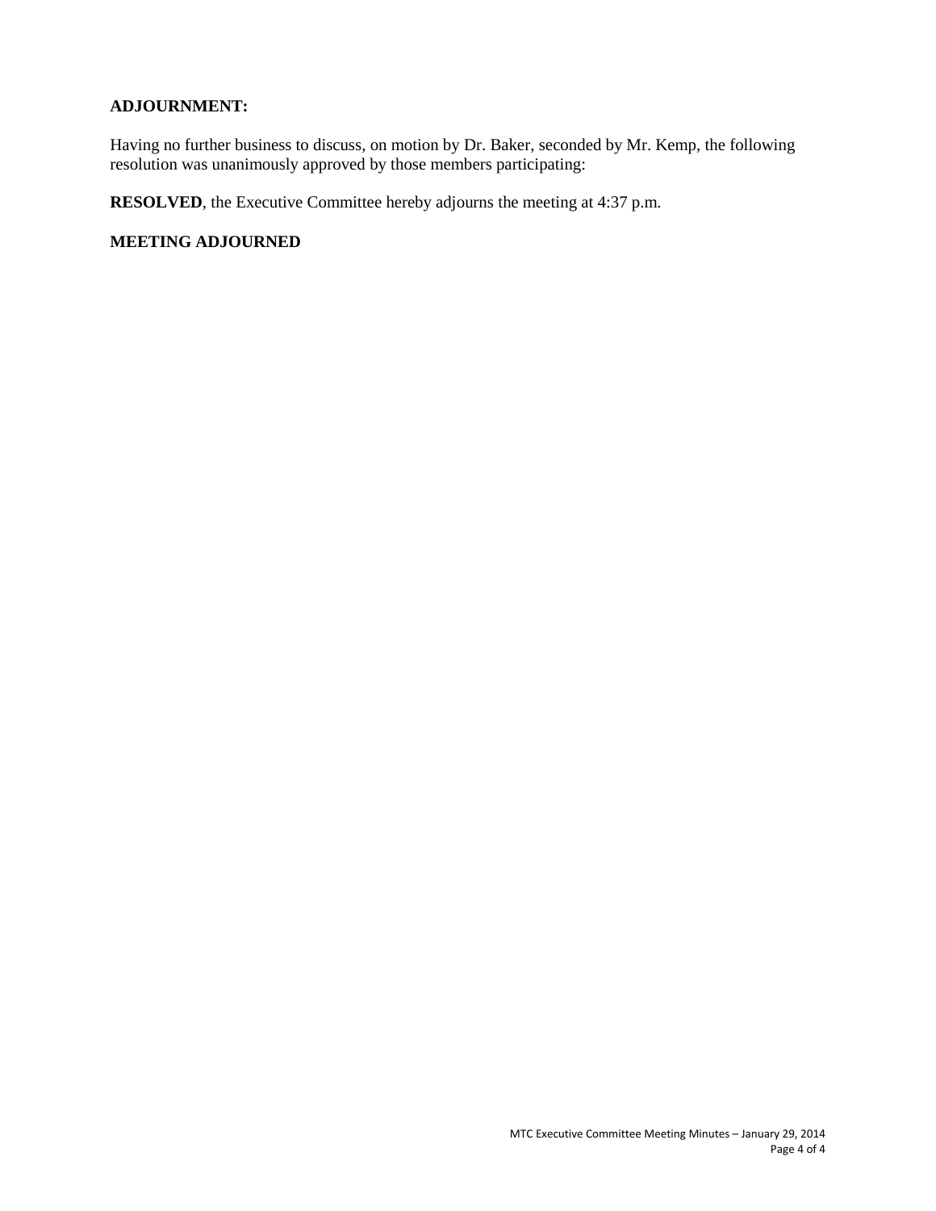**ADJOURNMENT:**

Having no further business to discuss, on motion by Dr. Baker, seconded by Mr. Kemp, the following resolution was unanimously approved by those members participating:

**RESOLVED**, the Executive Committee hereby adjourns the meeting at 4:37 p.m.

**MEETING ADJOURNED**